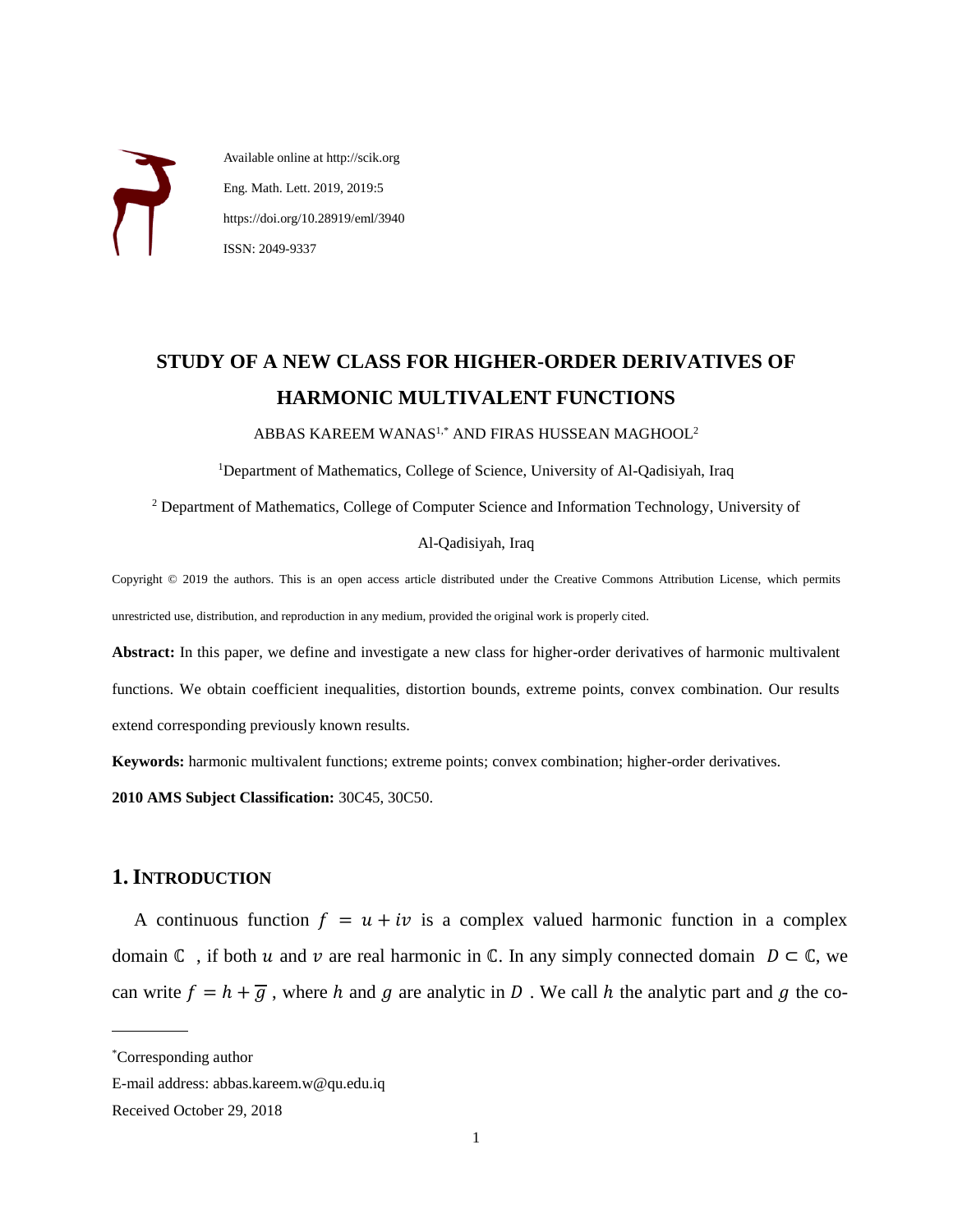Available online at http://scik.org

Eng. Math. Lett. 2019, 2019:5

https://doi.org/10.28919/eml/3940

ISSN: 2049-9337

# STUDY OF A NEW CLASS FOR HIGHER-ORDER DERIVATIVES OF HARMONIC MULTIVALENT FUNCTIONS

ABBAS KAREEM WANAS[1,*] AND FIRAS HUSSEAN MAGHOOL[2]

[1]Department of Mathematics, College of Science, University of Al-Qadisiyah, Iraq

[2] Department of Mathematics, College of Computer Science and Information Technology, University of Al-Qadisiyah, Iraq

Copyright © 2019 the authors. This is an open access article distributed under the Creative Commons Attribution License, which permits unrestricted use, distribution, and reproduction in any medium, provided the original work is properly cited.

**Abstract:** In this paper, we define and investigate a new class for higher-order derivatives of harmonic multivalent functions. We obtain coefficient inequalities, distortion bounds, extreme points, convex combination. Our results extend corresponding previously known results.

**Keywords:** harmonic multivalent functions; extreme points; convex combination; higher-order derivatives.

**2010 AMS Subject Classification:** 30C45, 30C50.

## 1. INTRODUCTION

A continuous function $f = u + iv$ is a complex valued harmonic function in a complex domain $\mathbb{C}$ , if both $u$ and $v$ are real harmonic in $\mathbb{C}$. In any simply connected domain $D \subset \mathbb{C}$, we can write $f = h + \overline{g}$ , where $h$ and $g$ are analytic in $D$ . We call $h$ the analytic part and $g$ the co-

---

[*]Corresponding author

E-mail address: abbas.kareem.w@qu.edu.iq

Received October 29, 2018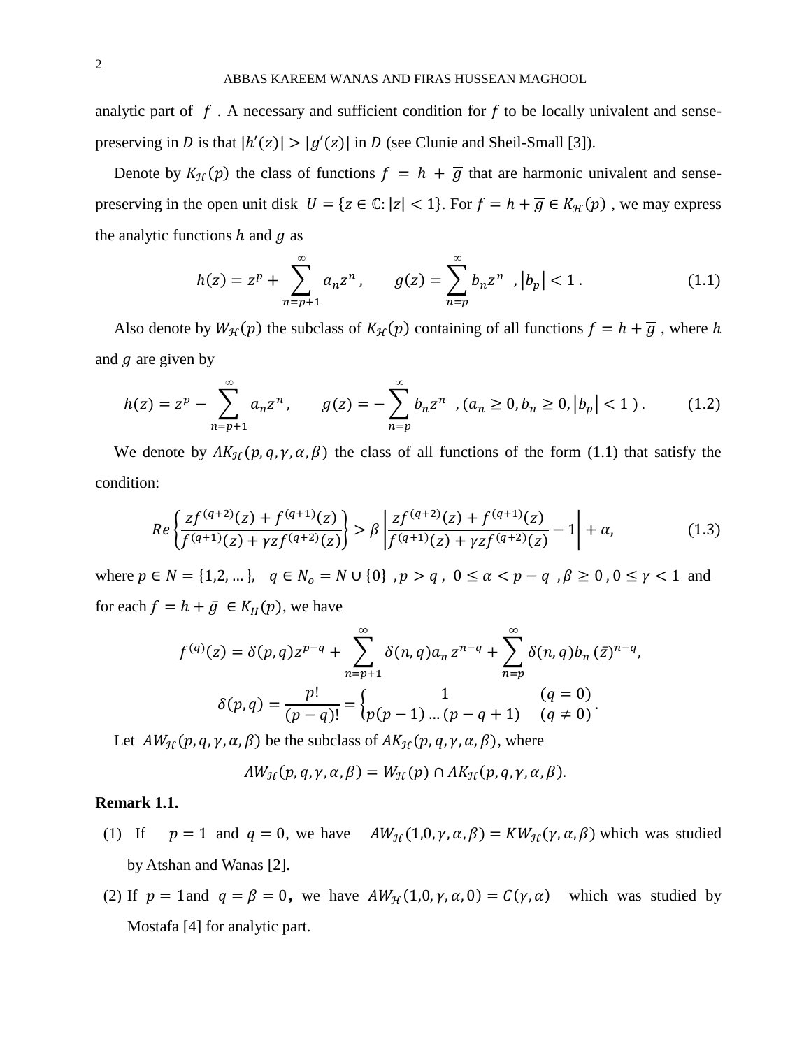analytic part of $f$ . A necessary and sufficient condition for $f$ to be locally univalent and sense-preserving in $D$ is that $|h'(z)| > |g'(z)|$ in $D$ (see Clunie and Sheil-Small [3]).

Denote by $K_{\mathcal{H}}(p)$ the class of functions $f = h + \overline{g}$ that are harmonic univalent and sense-preserving in the open unit disk $U = \{z \in \mathbb{C}: |z| < 1\}$. For $f = h + \overline{g} \in K_{\mathcal{H}}(p)$ , we may express the analytic functions $h$ and $g$ as

$$h(z) = z^p + \sum_{n=p+1}^{\infty} a_n z^n , \qquad g(z) = \sum_{n=p}^{\infty} b_n z^n \ , |b_p| < 1 . \tag{1.1}$$

Also denote by $W_{\mathcal{H}}(p)$ the subclass of $K_{\mathcal{H}}(p)$ containing of all functions $f = h + \overline{g}$ , where $h$ and $g$ are given by

$$h(z) = z^p - \sum_{n=p+1}^{\infty} a_n z^n , \qquad g(z) = -\sum_{n=p}^{\infty} b_n z^n \ , (a_n \geq 0, b_n \geq 0, |b_p| < 1 ) . \tag{1.2}$$

We denote by $AK_{\mathcal{H}}(p, q, \gamma, \alpha, \beta)$ the class of all functions of the form (1.1) that satisfy the condition:

$$Re\left\{\frac{zf^{(q+2)}(z) + f^{(q+1)}(z)}{f^{(q+1)}(z) + \gamma z f^{(q+2)}(z)}\right\} > \beta \left|\frac{zf^{(q+2)}(z) + f^{(q+1)}(z)}{f^{(q+1)}(z) + \gamma z f^{(q+2)}(z)} - 1\right| + \alpha, \tag{1.3}$$

where $p \in N = \{1,2, \dots\}$, $q \in N_o = N \cup \{0\}$ , $p > q$ , $0 \leq \alpha < p - q$ , $\beta \geq 0$ , $0 \leq \gamma < 1$ and for each $f = h + \bar{g} \in K_H(p)$, we have

$$f^{(q)}(z) = \delta(p,q) z^{p-q} + \sum_{n=p+1}^{\infty} \delta(n,q) a_n \, z^{n-q} + \sum_{n=p}^{\infty} \delta(n,q) b_n \, (\bar{z})^{n-q},$$

$$\delta(p,q) = \frac{p!}{(p-q)!} = \begin{cases} 1 & (q = 0) \\ p(p-1) \dots (p-q+1) & (q \neq 0) \end{cases}.$$

Let $AW_{\mathcal{H}}(p, q, \gamma, \alpha, \beta)$ be the subclass of $AK_{\mathcal{H}}(p, q, \gamma, \alpha, \beta)$, where

$$AW_{\mathcal{H}}(p, q, \gamma, \alpha, \beta) = W_{\mathcal{H}}(p) \cap AK_{\mathcal{H}}(p, q, \gamma, \alpha, \beta).$$

**Remark 1.1.**

(1) If $p = 1$ and $q = 0$, we have $AW_{\mathcal{H}}(1,0, \gamma, \alpha, \beta) = KW_{\mathcal{H}}(\gamma, \alpha, \beta)$ which was studied by Atshan and Wanas [2].

(2) If $p = 1$ and $q = \beta = 0$, we have $AW_{\mathcal{H}}(1,0, \gamma, \alpha, 0) = C(\gamma, \alpha)$ which was studied by Mostafa [4] for analytic part.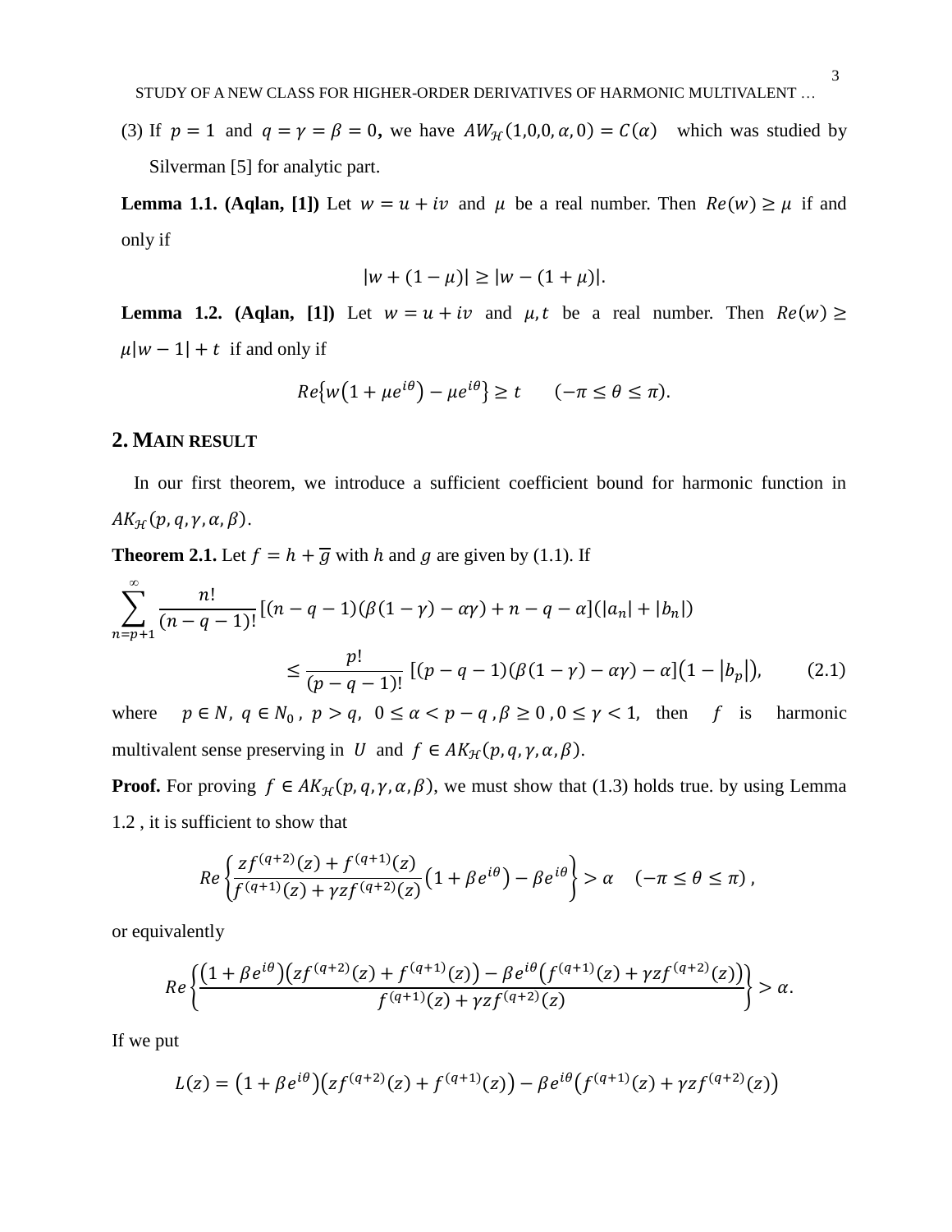(3) If $p = 1$ and $q = \gamma = \beta = 0$, we have $AW_{\mathcal{H}}(1,0,0,\alpha,0) = C(\alpha)$ which was studied by Silverman [5] for analytic part.

**Lemma 1.1. (Aqlan, [1])** Let $w = u + iv$ and $\mu$ be a real number. Then $Re(w) \geq \mu$ if and only if

$$|w + (1-\mu)| \geq |w - (1+\mu)|.$$

**Lemma 1.2. (Aqlan, [1])** Let $w = u + iv$ and $\mu, t$ be a real number. Then $Re(w) \geq \mu|w-1| + t$ if and only if

$$Re\{w(1+\mu e^{i\theta}) - \mu e^{i\theta}\} \geq t \qquad (-\pi \leq \theta \leq \pi).$$

## 2. Main result

In our first theorem, we introduce a sufficient coefficient bound for harmonic function in $AK_{\mathcal{H}}(p,q,\gamma,\alpha,\beta)$.

**Theorem 2.1.** Let $f = h + \overline{g}$ with $h$ and $g$ are given by (1.1). If

$$\sum_{n=p+1}^{\infty} \frac{n!}{(n-q-1)!}[(n-q-1)(\beta(1-\gamma) - \alpha\gamma) + n - q - \alpha](|a_n| + |b_n|)$$
$$\leq \frac{p!}{(p-q-1)!}[(p-q-1)(\beta(1-\gamma) - \alpha\gamma) - \alpha](1 - |b_p|), \qquad (2.1)$$

where $p \in N$, $q \in N_0$, $p > q$, $0 \leq \alpha < p - q$, $\beta \geq 0$, $0 \leq \gamma < 1$, then $f$ is harmonic multivalent sense preserving in $U$ and $f \in AK_{\mathcal{H}}(p,q,\gamma,\alpha,\beta)$.

**Proof.** For proving $f \in AK_{\mathcal{H}}(p,q,\gamma,\alpha,\beta)$, we must show that (1.3) holds true. by using Lemma 1.2 , it is sufficient to show that

$$Re\left\{\frac{zf^{(q+2)}(z) + f^{(q+1)}(z)}{f^{(q+1)}(z) + \gamma z f^{(q+2)}(z)}(1+\beta e^{i\theta}) - \beta e^{i\theta}\right\} > \alpha \quad (-\pi \leq \theta \leq \pi),$$

or equivalently

$$Re\left\{\frac{(1+\beta e^{i\theta})(zf^{(q+2)}(z) + f^{(q+1)}(z)) - \beta e^{i\theta}(f^{(q+1)}(z) + \gamma z f^{(q+2)}(z))}{f^{(q+1)}(z) + \gamma z f^{(q+2)}(z)}\right\} > \alpha.$$

If we put

$$L(z) = (1+\beta e^{i\theta})(zf^{(q+2)}(z) + f^{(q+1)}(z)) - \beta e^{i\theta}(f^{(q+1)}(z) + \gamma z f^{(q+2)}(z))$$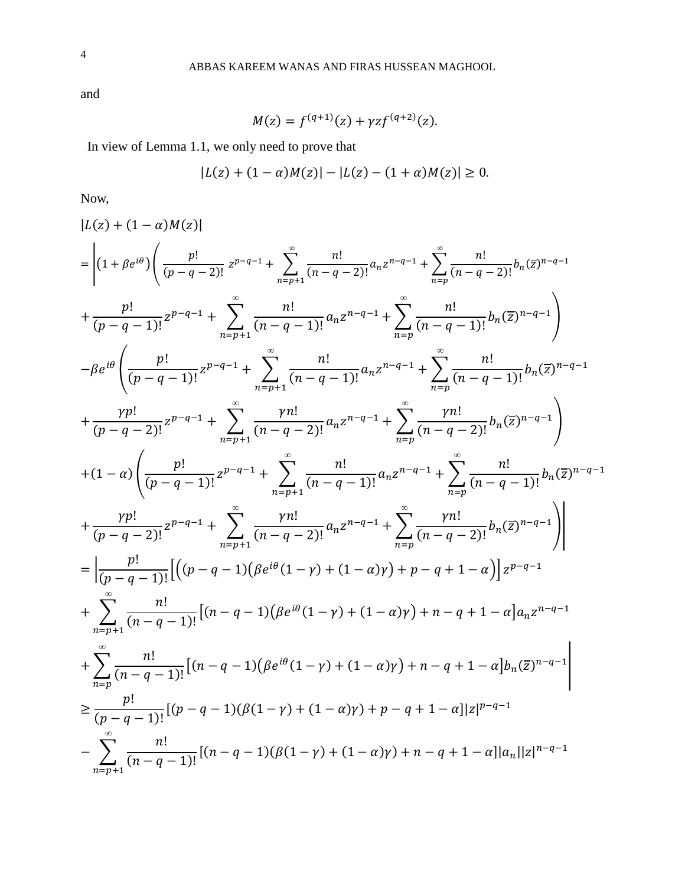and

$$M(z) = f^{(q+1)}(z) + \gamma z f^{(q+2)}(z).$$

In view of Lemma 1.1, we only need to prove that

$$|L(z) + (1-\alpha)M(z)| - |L(z) - (1+\alpha)M(z)| \geq 0.$$

Now,

$$
\begin{aligned}
&|L(z) + (1-\alpha)M(z)| \\
&= \Bigg|(1+\beta e^{i\theta})\Bigg(\frac{p!}{(p-q-2)!}\, z^{p-q-1} + \sum_{n=p+1}^{\infty} \frac{n!}{(n-q-2)!} a_n z^{n-q-1} + \sum_{n=p}^{\infty} \frac{n!}{(n-q-2)!} b_n (\overline{z})^{n-q-1} \\
&+ \frac{p!}{(p-q-1)!} z^{p-q-1} + \sum_{n=p+1}^{\infty} \frac{n!}{(n-q-1)!} a_n z^{n-q-1} + \sum_{n=p}^{\infty} \frac{n!}{(n-q-1)!} b_n (\overline{z})^{n-q-1}\Bigg) \\
&-\beta e^{i\theta}\Bigg(\frac{p!}{(p-q-1)!} z^{p-q-1} + \sum_{n=p+1}^{\infty} \frac{n!}{(n-q-1)!} a_n z^{n-q-1} + \sum_{n=p}^{\infty} \frac{n!}{(n-q-1)!} b_n (\overline{z})^{n-q-1} \\
&+ \frac{\gamma p!}{(p-q-2)!} z^{p-q-1} + \sum_{n=p+1}^{\infty} \frac{\gamma n!}{(n-q-2)!} a_n z^{n-q-1} + \sum_{n=p}^{\infty} \frac{\gamma n!}{(n-q-2)!} b_n (\overline{z})^{n-q-1}\Bigg) \\
&+(1-\alpha)\Bigg(\frac{p!}{(p-q-1)!} z^{p-q-1} + \sum_{n=p+1}^{\infty} \frac{n!}{(n-q-1)!} a_n z^{n-q-1} + \sum_{n=p}^{\infty} \frac{n!}{(n-q-1)!} b_n (\overline{z})^{n-q-1} \\
&+ \frac{\gamma p!}{(p-q-2)!} z^{p-q-1} + \sum_{n=p+1}^{\infty} \frac{\gamma n!}{(n-q-2)!} a_n z^{n-q-1} + \sum_{n=p}^{\infty} \frac{\gamma n!}{(n-q-2)!} b_n (\overline{z})^{n-q-1}\Bigg)\Bigg| \\
&= \Bigg|\frac{p!}{(p-q-1)!}\Big[\Big((p-q-1)\big(\beta e^{i\theta}(1-\gamma) + (1-\alpha)\gamma\big) + p - q + 1 - \alpha\Big)\Big] z^{p-q-1} \\
&+ \sum_{n=p+1}^{\infty} \frac{n!}{(n-q-1)!}\big[(n-q-1)\big(\beta e^{i\theta}(1-\gamma) + (1-\alpha)\gamma\big) + n - q + 1 - \alpha\big] a_n z^{n-q-1} \\
&+ \sum_{n=p}^{\infty} \frac{n!}{(n-q-1)!}\big[(n-q-1)\big(\beta e^{i\theta}(1-\gamma) + (1-\alpha)\gamma\big) + n - q + 1 - \alpha\big] b_n (\overline{z})^{n-q-1}\Bigg| \\
&\geq \frac{p!}{(p-q-1)!}[(p-q-1)(\beta(1-\gamma) + (1-\alpha)\gamma) + p - q + 1 - \alpha]|z|^{p-q-1} \\
&- \sum_{n=p+1}^{\infty} \frac{n!}{(n-q-1)!}[(n-q-1)(\beta(1-\gamma) + (1-\alpha)\gamma) + n - q + 1 - \alpha]|a_n||z|^{n-q-1}
\end{aligned}
$$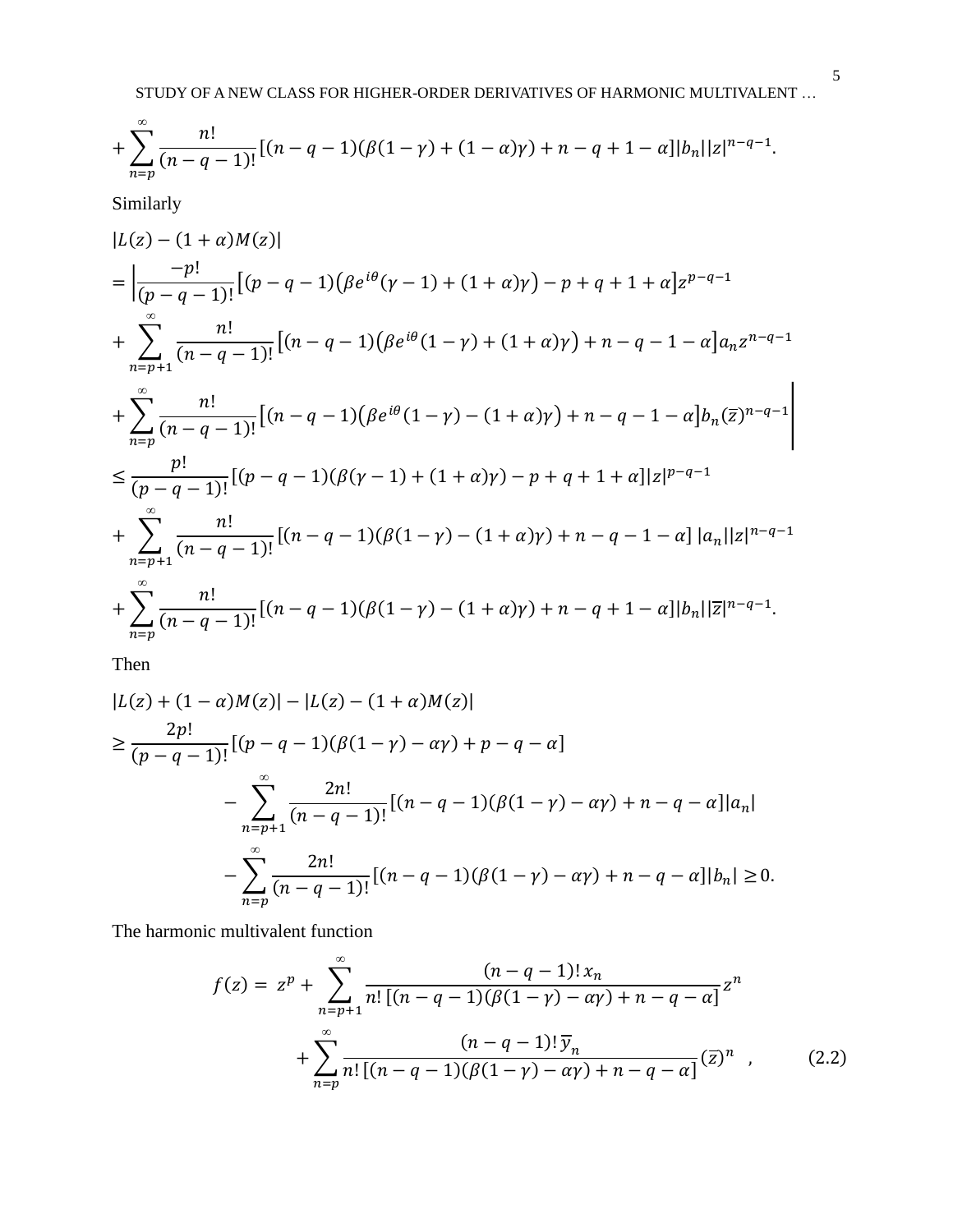$$+\sum_{n=p}^{\infty}\frac{n!}{(n-q-1)!}[(n-q-1)(\beta(1-\gamma)+(1-\alpha)\gamma)+n-q+1-\alpha]|b_n||z|^{n-q-1}.$$

Similarly

$$|L(z)-(1+\alpha)M(z)|$$

$$=\Big|\frac{-p!}{(p-q-1)!}\big[(p-q-1)\big(\beta e^{i\theta}(\gamma-1)+(1+\alpha)\gamma\big)-p+q+1+\alpha\big]z^{p-q-1}$$

$$+\sum_{n=p+1}^{\infty}\frac{n!}{(n-q-1)!}\big[(n-q-1)\big(\beta e^{i\theta}(1-\gamma)+(1+\alpha)\gamma\big)+n-q-1-\alpha\big]a_n z^{n-q-1}$$

$$+\sum_{n=p}^{\infty}\frac{n!}{(n-q-1)!}\big[(n-q-1)\big(\beta e^{i\theta}(1-\gamma)-(1+\alpha)\gamma\big)+n-q-1-\alpha\big]b_n(\overline{z})^{n-q-1}\Bigg|$$

$$\leq\frac{p!}{(p-q-1)!}[(p-q-1)(\beta(\gamma-1)+(1+\alpha)\gamma)-p+q+1+\alpha]|z|^{p-q-1}$$

$$+\sum_{n=p+1}^{\infty}\frac{n!}{(n-q-1)!}[(n-q-1)(\beta(1-\gamma)-(1+\alpha)\gamma)+n-q-1-\alpha]\,|a_n||z|^{n-q-1}$$

$$+\sum_{n=p}^{\infty}\frac{n!}{(n-q-1)!}[(n-q-1)(\beta(1-\gamma)-(1+\alpha)\gamma)+n-q+1-\alpha]|b_n||\overline{z}|^{n-q-1}.$$

Then

$$|L(z)+(1-\alpha)M(z)|-|L(z)-(1+\alpha)M(z)|$$

$$\geq\frac{2p!}{(p-q-1)!}[(p-q-1)(\beta(1-\gamma)-\alpha\gamma)+p-q-\alpha]$$

$$-\sum_{n=p+1}^{\infty}\frac{2n!}{(n-q-1)!}[(n-q-1)(\beta(1-\gamma)-\alpha\gamma)+n-q-\alpha]|a_n|$$

$$-\sum_{n=p}^{\infty}\frac{2n!}{(n-q-1)!}[(n-q-1)(\beta(1-\gamma)-\alpha\gamma)+n-q-\alpha]|b_n|\geq 0.$$

The harmonic multivalent function

$$f(z)=z^p+\sum_{n=p+1}^{\infty}\frac{(n-q-1)!\,x_n}{n!\,[(n-q-1)(\beta(1-\gamma)-\alpha\gamma)+n-q-\alpha]}z^n$$

$$+\sum_{n=p}^{\infty}\frac{(n-q-1)!\,\overline{y}_n}{n!\,[(n-q-1)(\beta(1-\gamma)-\alpha\gamma)+n-q-\alpha]}(\overline{z})^n\quad,\tag{2.2}$$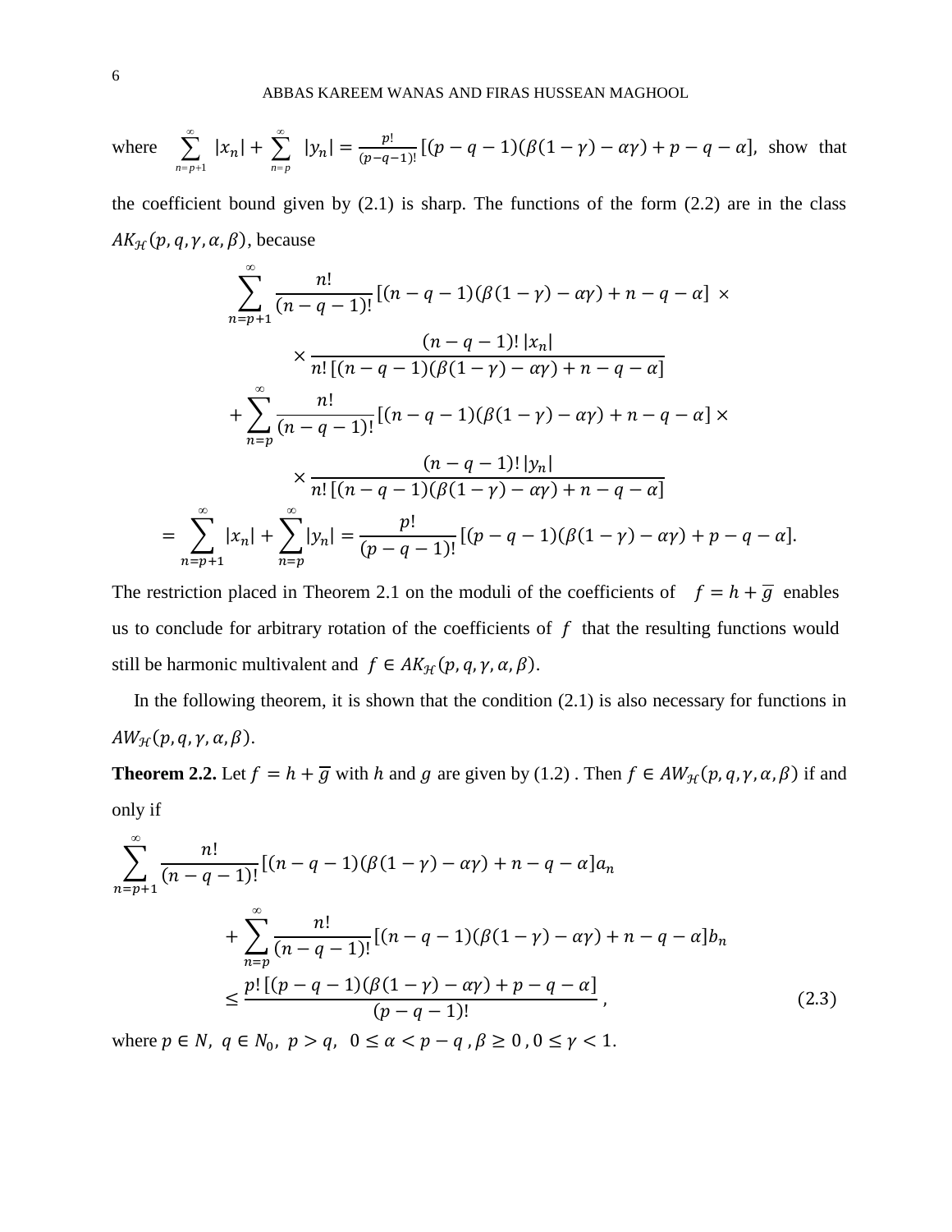where $\sum_{n=p+1}^{\infty} |x_n| + \sum_{n=p}^{\infty} |y_n| = \frac{p!}{(p-q-1)!}[(p-q-1)(\beta(1-\gamma)-\alpha\gamma)+p-q-\alpha]$, show that the coefficient bound given by (2.1) is sharp. The functions of the form (2.2) are in the class $AK_{\mathcal{H}}(p,q,\gamma,\alpha,\beta)$, because

$$\sum_{n=p+1}^{\infty} \frac{n!}{(n-q-1)!}[(n-q-1)(\beta(1-\gamma)-\alpha\gamma)+n-q-\alpha] \times$$

$$\times \frac{(n-q-1)!\,|x_n|}{n!\,[(n-q-1)(\beta(1-\gamma)-\alpha\gamma)+n-q-\alpha]}$$

$$+\sum_{n=p}^{\infty} \frac{n!}{(n-q-1)!}[(n-q-1)(\beta(1-\gamma)-\alpha\gamma)+n-q-\alpha] \times$$

$$\times \frac{(n-q-1)!\,|y_n|}{n!\,[(n-q-1)(\beta(1-\gamma)-\alpha\gamma)+n-q-\alpha]}$$

$$= \sum_{n=p+1}^{\infty} |x_n| + \sum_{n=p}^{\infty} |y_n| = \frac{p!}{(p-q-1)!}[(p-q-1)(\beta(1-\gamma)-\alpha\gamma)+p-q-\alpha].$$

The restriction placed in Theorem 2.1 on the moduli of the coefficients of $f = h + \overline{g}$ enables us to conclude for arbitrary rotation of the coefficients of $f$ that the resulting functions would still be harmonic multivalent and $f \in AK_{\mathcal{H}}(p,q,\gamma,\alpha,\beta)$.

In the following theorem, it is shown that the condition (2.1) is also necessary for functions in $AW_{\mathcal{H}}(p,q,\gamma,\alpha,\beta)$.

**Theorem 2.2.** Let $f = h + \overline{g}$ with $h$ and $g$ are given by (1.2) . Then $f \in AW_{\mathcal{H}}(p,q,\gamma,\alpha,\beta)$ if and only if

$$\sum_{n=p+1}^{\infty} \frac{n!}{(n-q-1)!}[(n-q-1)(\beta(1-\gamma)-\alpha\gamma)+n-q-\alpha]a_n$$

$$+\sum_{n=p}^{\infty} \frac{n!}{(n-q-1)!}[(n-q-1)(\beta(1-\gamma)-\alpha\gamma)+n-q-\alpha]b_n$$

$$\leq \frac{p!\,[(p-q-1)(\beta(1-\gamma)-\alpha\gamma)+p-q-\alpha]}{(p-q-1)!}, \tag{2.3}$$

where $p \in N,\ q \in N_0,\ p > q,\ 0 \leq \alpha < p-q,\ \beta \geq 0,\ 0 \leq \gamma < 1.$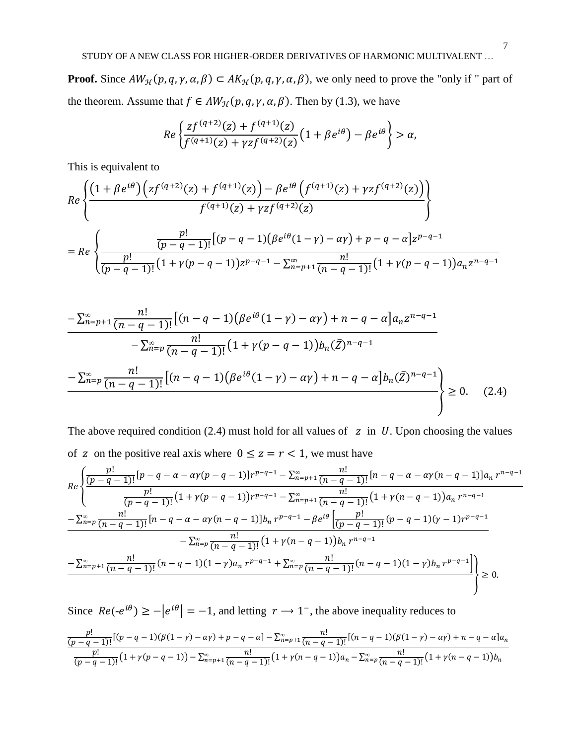**Proof.** Since $AW_{\mathcal{H}}(p,q,\gamma,\alpha,\beta) \subset AK_{\mathcal{H}}(p,q,\gamma,\alpha,\beta)$, we only need to prove the "only if " part of the theorem. Assume that $f \in AW_{\mathcal{H}}(p,q,\gamma,\alpha,\beta)$. Then by (1.3), we have

$$Re\left\{\frac{zf^{(q+2)}(z)+f^{(q+1)}(z)}{f^{(q+1)}(z)+\gamma z f^{(q+2)}(z)}\left(1+\beta e^{i\theta}\right)-\beta e^{i\theta}\right\}>\alpha,$$

This is equivalent to

$$Re\left\{\frac{\left(1+\beta e^{i\theta}\right)\left(zf^{(q+2)}(z)+f^{(q+1)}(z)\right)-\beta e^{i\theta}\left(f^{(q+1)}(z)+\gamma z f^{(q+2)}(z)\right)}{f^{(q+1)}(z)+\gamma z f^{(q+2)}(z)}\right\}$$

$$= Re\left\{\frac{\frac{p!}{(p-q-1)!}\left[(p-q-1)\left(\beta e^{i\theta}(1-\gamma)-\alpha\gamma\right)+p-q-\alpha\right]z^{p-q-1}}{\frac{p!}{(p-q-1)!}\left(1+\gamma(p-q-1)\right)z^{p-q-1}-\sum_{n=p+1}^{\infty}\frac{n!}{(n-q-1)!}\left(1+\gamma(p-q-1)\right)a_n z^{n-q-1}}\right.$$

$$\frac{-\sum_{n=p+1}^{\infty}\frac{n!}{(n-q-1)!}\left[(n-q-1)\left(\beta e^{i\theta}(1-\gamma)-\alpha\gamma\right)+n-q-\alpha\right]a_n z^{n-q-1}}{-\sum_{n=p}^{\infty}\frac{n!}{(n-q-1)!}\left(1+\gamma(p-q-1)\right)b_n(\bar{Z})^{n-q-1}}$$

$$\left.\frac{-\sum_{n=p}^{\infty}\frac{n!}{(n-q-1)!}\left[(n-q-1)\left(\beta e^{i\theta}(1-\gamma)-\alpha\gamma\right)+n-q-\alpha\right]b_n(\bar{Z})^{n-q-1}}{}\right\}\geq 0. \qquad (2.4)$$

The above required condition (2.4) must hold for all values of $z$ in $U$. Upon choosing the values of $z$ on the positive real axis where $0 \leq z = r < 1$, we must have

$$Re\left\{\frac{\frac{p!}{(p-q-1)!}[p-q-\alpha-\alpha\gamma(p-q-1)]r^{p-q-1}-\sum_{n=p+1}^{\infty}\frac{n!}{(n-q-1)!}[n-q-\alpha-\alpha\gamma(n-q-1)]a_n\, r^{n-q-1}}{\frac{p!}{(p-q-1)!}\left(1+\gamma(p-q-1)\right)r^{p-q-1}-\sum_{n=p+1}^{\infty}\frac{n!}{(n-q-1)!}\left(1+\gamma(n-q-1)\right)a_n\, r^{n-q-1}}\right.$$

$$\frac{-\sum_{n=p}^{\infty}\frac{n!}{(n-q-1)!}[n-q-\alpha-\alpha\gamma(n-q-1)]b_n\, r^{p-q-1}-\beta e^{i\theta}\left[\frac{p!}{(p-q-1)!}(p-q-1)(\gamma-1)r^{p-q-1}\right.}{-\sum_{n=p}^{\infty}\frac{n!}{(n-q-1)!}\left(1+\gamma(n-q-1)\right)b_n\, r^{n-q-1}}$$

$$\left.\frac{\left.-\sum_{n=p+1}^{\infty}\frac{n!}{(n-q-1)!}(n-q-1)(1-\gamma)a_n\, r^{p-q-1}+\sum_{n=p}^{\infty}\frac{n!}{(n-q-1)!}(n-q-1)(1-\gamma)b_n\, r^{p-q-1}\right]}{}\right\}\geq 0.$$

Since $Re(-e^{i\theta}) \geq -\left|e^{i\theta}\right| = -1$, and letting $r \longrightarrow 1^{-}$, the above inequality reduces to

$$\frac{\frac{p!}{(p-q-1)!}[(p-q-1)(\beta(1-\gamma)-\alpha\gamma)+p-q-\alpha]-\sum_{n=p+1}^{\infty}\frac{n!}{(n-q-1)!}[(n-q-1)(\beta(1-\gamma)-\alpha\gamma)+n-q-\alpha]a_n}{\frac{p!}{(p-q-1)!}\left(1+\gamma(p-q-1)\right)-\sum_{n=p+1}^{\infty}\frac{n!}{(n-q-1)!}\left(1+\gamma(n-q-1)\right)a_n-\sum_{n=p}^{\infty}\frac{n!}{(n-q-1)!}\left(1+\gamma(n-q-1)\right)b_n}$$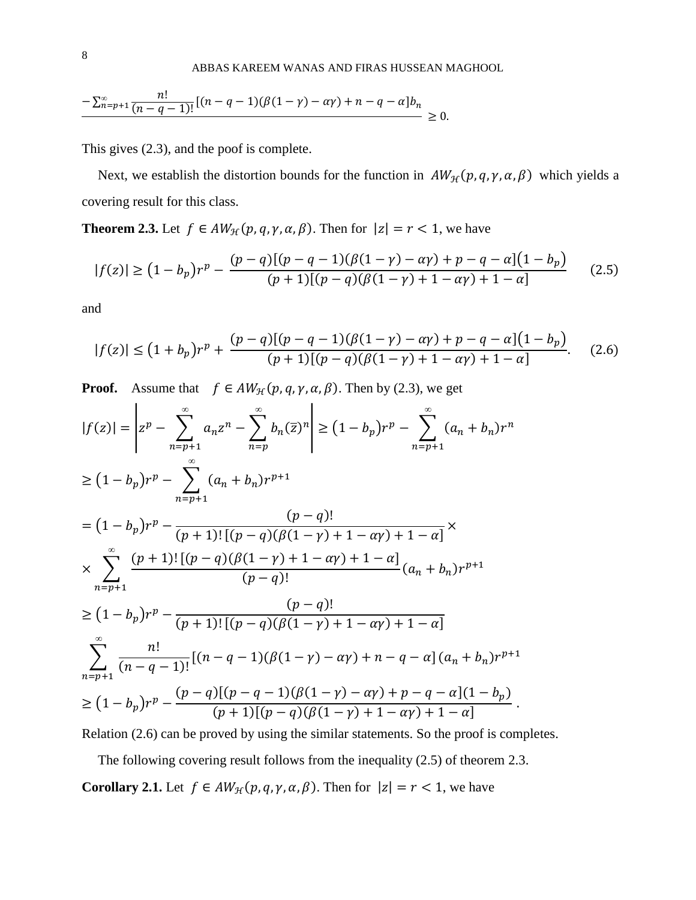$$\frac{-\sum_{n=p+1}^{\infty}\frac{n!}{(n-q-1)!}[(n-q-1)(\beta(1-\gamma)-\alpha\gamma)+n-q-\alpha]b_n}{} \geq 0.$$

This gives (2.3), and the proof is complete.

Next, we establish the distortion bounds for the function in $AW_{\mathcal{H}}(p,q,\gamma,\alpha,\beta)$ which yields a covering result for this class.

**Theorem 2.3.** Let $f \in AW_{\mathcal{H}}(p,q,\gamma,\alpha,\beta)$. Then for $|z| = r < 1$, we have

$$|f(z)| \geq (1-b_p)r^p - \frac{(p-q)[(p-q-1)(\beta(1-\gamma)-\alpha\gamma)+p-q-\alpha](1-b_p)}{(p+1)[(p-q)(\beta(1-\gamma)+1-\alpha\gamma)+1-\alpha]} \qquad (2.5)$$

and

$$|f(z)| \leq (1+b_p)r^p + \frac{(p-q)[(p-q-1)(\beta(1-\gamma)-\alpha\gamma)+p-q-\alpha](1-b_p)}{(p+1)[(p-q)(\beta(1-\gamma)+1-\alpha\gamma)+1-\alpha]}. \qquad (2.6)$$

**Proof.** Assume that $f \in AW_{\mathcal{H}}(p,q,\gamma,\alpha,\beta)$. Then by (2.3), we get

$$|f(z)| = \left| z^p - \sum_{n=p+1}^{\infty} a_n z^n - \sum_{n=p}^{\infty} b_n (\overline{z})^n \right| \geq (1-b_p)r^p - \sum_{n=p+1}^{\infty}(a_n+b_n)r^n$$

$$\geq (1-b_p)r^p - \sum_{n=p+1}^{\infty}(a_n+b_n)r^{p+1}$$

$$= (1-b_p)r^p - \frac{(p-q)!}{(p+1)!\,[(p-q)(\beta(1-\gamma)+1-\alpha\gamma)+1-\alpha]} \times$$

$$\times \sum_{n=p+1}^{\infty} \frac{(p+1)!\,[(p-q)(\beta(1-\gamma)+1-\alpha\gamma)+1-\alpha]}{(p-q)!}(a_n+b_n)r^{p+1}$$

$$\geq (1-b_p)r^p - \frac{(p-q)!}{(p+1)!\,[(p-q)(\beta(1-\gamma)+1-\alpha\gamma)+1-\alpha]}$$

$$\sum_{n=p+1}^{\infty} \frac{n!}{(n-q-1)!}[(n-q-1)(\beta(1-\gamma)-\alpha\gamma)+n-q-\alpha]\,(a_n+b_n)r^{p+1}$$

$$\geq (1-b_p)r^p - \frac{(p-q)[(p-q-1)(\beta(1-\gamma)-\alpha\gamma)+p-q-\alpha](1-b_p)}{(p+1)[(p-q)(\beta(1-\gamma)+1-\alpha\gamma)+1-\alpha]}.$$

Relation (2.6) can be proved by using the similar statements. So the proof is completes.

The following covering result follows from the inequality (2.5) of theorem 2.3.

**Corollary 2.1.** Let $f \in AW_{\mathcal{H}}(p,q,\gamma,\alpha,\beta)$. Then for $|z| = r < 1$, we have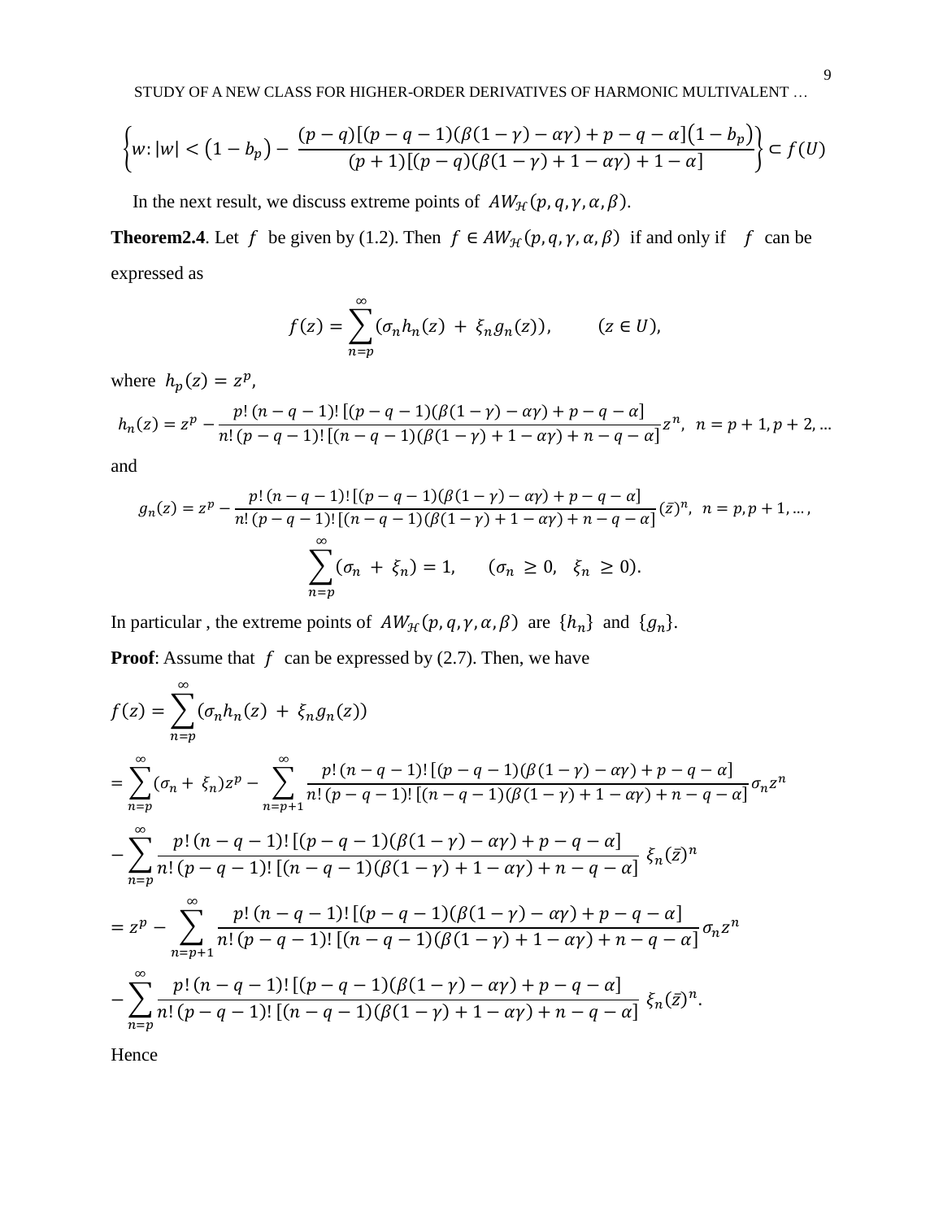$$\left\{w:|w|<\left(1-b_p\right)-\frac{(p-q)[(p-q-1)(\beta(1-\gamma)-\alpha\gamma)+p-q-\alpha]\left(1-b_p\right)}{(p+1)[(p-q)(\beta(1-\gamma)+1-\alpha\gamma)+1-\alpha]}\right\}\subset f(U)$$

In the next result, we discuss extreme points of $AW_{\mathcal{H}}(p,q,\gamma,\alpha,\beta)$.

**Theorem2.4**. Let $f$ be given by (1.2). Then $f\in AW_{\mathcal{H}}(p,q,\gamma,\alpha,\beta)$ if and only if $f$ can be expressed as

$$f(z)=\sum_{n=p}^{\infty}(\sigma_n h_n(z)+\xi_n g_n(z)),\qquad (z\in U),$$

where $h_p(z)=z^p$,

$$h_n(z)=z^p-\frac{p!\,(n-q-1)!\,[(p-q-1)(\beta(1-\gamma)-\alpha\gamma)+p-q-\alpha]}{n!\,(p-q-1)!\,[(n-q-1)(\beta(1-\gamma)+1-\alpha\gamma)+n-q-\alpha]}z^n,\ \ n=p+1,p+2,\dots$$

and

$$g_n(z)=z^p-\frac{p!\,(n-q-1)!\,[(p-q-1)(\beta(1-\gamma)-\alpha\gamma)+p-q-\alpha]}{n!\,(p-q-1)!\,[(n-q-1)(\beta(1-\gamma)+1-\alpha\gamma)+n-q-\alpha]}(\bar{z})^n,\ \ n=p,p+1,\dots,$$

$$\sum_{n=p}^{\infty}(\sigma_n+\xi_n)=1,\qquad (\sigma_n\geq 0,\ \ \xi_n\geq 0).$$

In particular , the extreme points of $AW_{\mathcal{H}}(p,q,\gamma,\alpha,\beta)$ are $\{h_n\}$ and $\{g_n\}$.

**Proof**: Assume that $f$ can be expressed by (2.7). Then, we have

$$f(z)=\sum_{n=p}^{\infty}(\sigma_n h_n(z)+\xi_n g_n(z))$$

$$=\sum_{n=p}^{\infty}(\sigma_n+\xi_n)z^p-\sum_{n=p+1}^{\infty}\frac{p!\,(n-q-1)!\,[(p-q-1)(\beta(1-\gamma)-\alpha\gamma)+p-q-\alpha]}{n!\,(p-q-1)!\,[(n-q-1)(\beta(1-\gamma)+1-\alpha\gamma)+n-q-\alpha]}\sigma_n z^n$$

$$-\sum_{n=p}^{\infty}\frac{p!\,(n-q-1)!\,[(p-q-1)(\beta(1-\gamma)-\alpha\gamma)+p-q-\alpha]}{n!\,(p-q-1)!\,[(n-q-1)(\beta(1-\gamma)+1-\alpha\gamma)+n-q-\alpha]}\,\xi_n(\bar{z})^n$$

$$=z^p-\sum_{n=p+1}^{\infty}\frac{p!\,(n-q-1)!\,[(p-q-1)(\beta(1-\gamma)-\alpha\gamma)+p-q-\alpha]}{n!\,(p-q-1)!\,[(n-q-1)(\beta(1-\gamma)+1-\alpha\gamma)+n-q-\alpha]}\sigma_n z^n$$

$$-\sum_{n=p}^{\infty}\frac{p!\,(n-q-1)!\,[(p-q-1)(\beta(1-\gamma)-\alpha\gamma)+p-q-\alpha]}{n!\,(p-q-1)!\,[(n-q-1)(\beta(1-\gamma)+1-\alpha\gamma)+n-q-\alpha]}\,\xi_n(\bar{z})^n.$$

Hence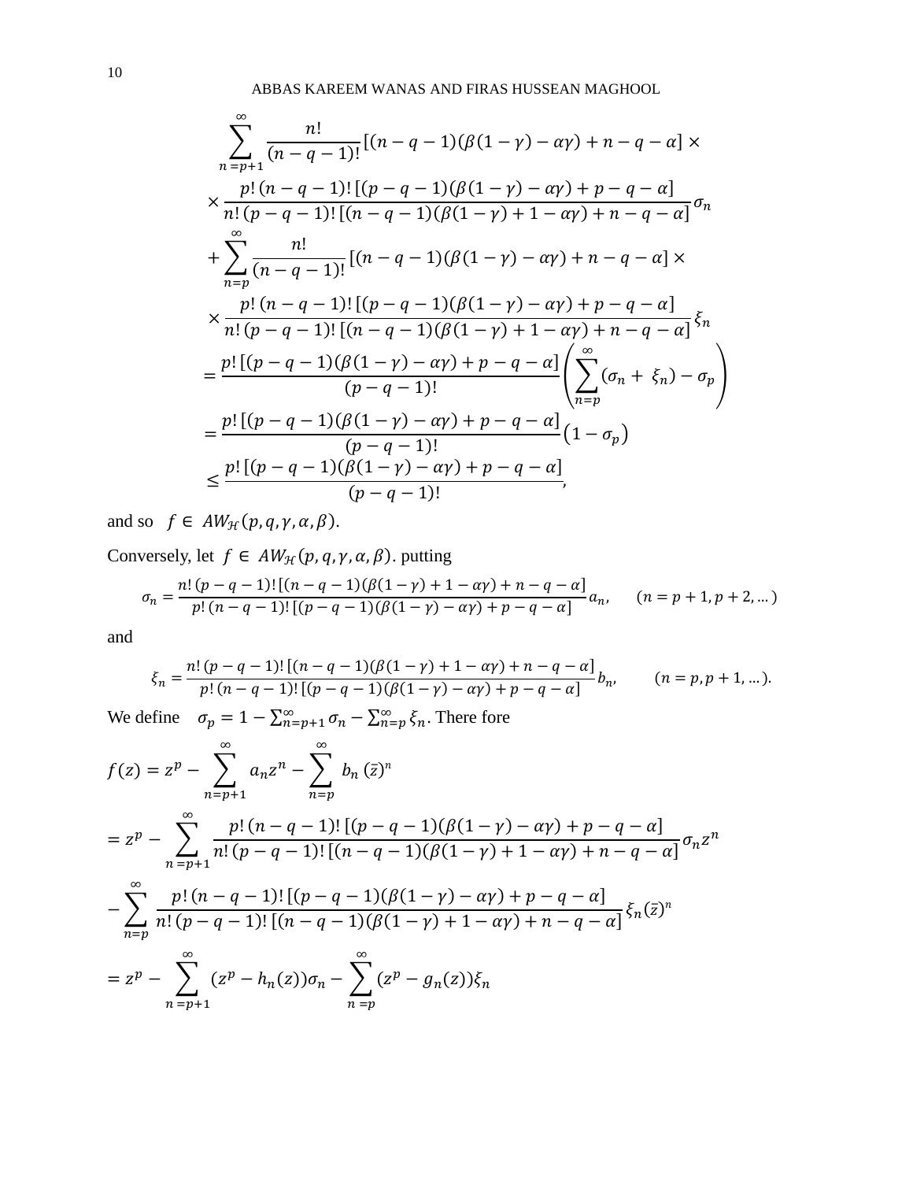$$
\begin{aligned}
&\sum_{n=p+1}^{\infty} \frac{n!}{(n-q-1)!}\left[(n-q-1)(\beta(1-\gamma)-\alpha\gamma)+n-q-\alpha\right] \times \\
&\times \frac{p!\,(n-q-1)!\,[(p-q-1)(\beta(1-\gamma)-\alpha\gamma)+p-q-\alpha]}{n!\,(p-q-1)!\,[(n-q-1)(\beta(1-\gamma)+1-\alpha\gamma)+n-q-\alpha]}\sigma_n \\
&+\sum_{n=p}^{\infty} \frac{n!}{(n-q-1)!}\left[(n-q-1)(\beta(1-\gamma)-\alpha\gamma)+n-q-\alpha\right] \times \\
&\times \frac{p!\,(n-q-1)!\,[(p-q-1)(\beta(1-\gamma)-\alpha\gamma)+p-q-\alpha]}{n!\,(p-q-1)!\,[(n-q-1)(\beta(1-\gamma)+1-\alpha\gamma)+n-q-\alpha]}\xi_n \\
&= \frac{p!\,[(p-q-1)(\beta(1-\gamma)-\alpha\gamma)+p-q-\alpha]}{(p-q-1)!}\left(\sum_{n=p}^{\infty}(\sigma_n+\ \xi_n)-\sigma_p\right) \\
&= \frac{p!\,[(p-q-1)(\beta(1-\gamma)-\alpha\gamma)+p-q-\alpha]}{(p-q-1)!}\left(1-\sigma_p\right) \\
&\le \frac{p!\,[(p-q-1)(\beta(1-\gamma)-\alpha\gamma)+p-q-\alpha]}{(p-q-1)!},
\end{aligned}
$$

and so $f \in AW_{\mathcal{H}}(p,q,\gamma,\alpha,\beta)$.

Conversely, let $f \in AW_{\mathcal{H}}(p,q,\gamma,\alpha,\beta)$. putting

$$
\sigma_n = \frac{n!\,(p-q-1)!\,[(n-q-1)(\beta(1-\gamma)+1-\alpha\gamma)+n-q-\alpha]}{p!\,(n-q-1)!\,[(p-q-1)(\beta(1-\gamma)-\alpha\gamma)+p-q-\alpha]}a_n, \qquad (n=p+1,p+2,\dots)
$$

and

$$
\xi_n = \frac{n!\,(p-q-1)!\,[(n-q-1)(\beta(1-\gamma)+1-\alpha\gamma)+n-q-\alpha]}{p!\,(n-q-1)!\,[(p-q-1)(\beta(1-\gamma)-\alpha\gamma)+p-q-\alpha]}b_n, \qquad (n=p,p+1,\dots).
$$

We define $\sigma_p = 1-\sum_{n=p+1}^{\infty}\sigma_n-\sum_{n=p}^{\infty}\xi_n$. There fore

$$
\begin{aligned}
f(z) &= z^p-\sum_{n=p+1}^{\infty}a_n z^n-\sum_{n=p}^{\infty}b_n\,(\bar{z})^n \\
&= z^p-\sum_{n=p+1}^{\infty}\frac{p!\,(n-q-1)!\,[(p-q-1)(\beta(1-\gamma)-\alpha\gamma)+p-q-\alpha]}{n!\,(p-q-1)!\,[(n-q-1)(\beta(1-\gamma)+1-\alpha\gamma)+n-q-\alpha]}\sigma_n z^n \\
&-\sum_{n=p}^{\infty}\frac{p!\,(n-q-1)!\,[(p-q-1)(\beta(1-\gamma)-\alpha\gamma)+p-q-\alpha]}{n!\,(p-q-1)!\,[(n-q-1)(\beta(1-\gamma)+1-\alpha\gamma)+n-q-\alpha]}\xi_n(\bar{z})^n \\
&= z^p-\sum_{n=p+1}^{\infty}(z^p-h_n(z))\sigma_n-\sum_{n=p}^{\infty}(z^p-g_n(z))\xi_n
\end{aligned}
$$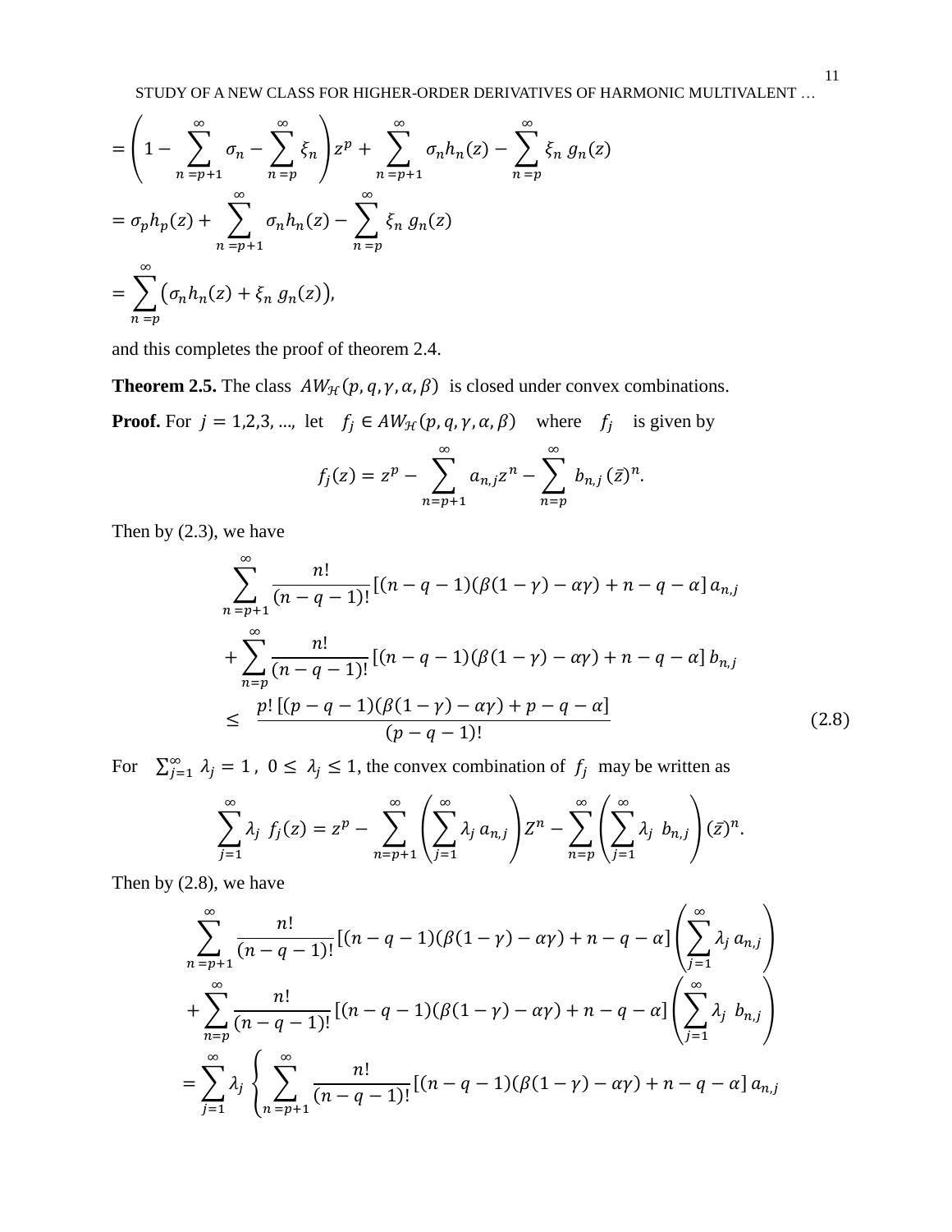$$= \left(1 - \sum_{n=p+1}^{\infty} \sigma_n - \sum_{n=p}^{\infty} \xi_n\right) z^p + \sum_{n=p+1}^{\infty} \sigma_n h_n(z) - \sum_{n=p}^{\infty} \xi_n\, g_n(z)$$

$$= \sigma_p h_p(z) + \sum_{n=p+1}^{\infty} \sigma_n h_n(z) - \sum_{n=p}^{\infty} \xi_n\, g_n(z)$$

$$= \sum_{n=p}^{\infty} \left(\sigma_n h_n(z) + \xi_n\, g_n(z)\right),$$

and this completes the proof of theorem 2.4.

**Theorem 2.5.** The class $AW_{\mathcal{H}}(p, q, \gamma, \alpha, \beta)$ is closed under convex combinations.

**Proof.** For $j = 1,2,3, \ldots,$ let $f_j \in AW_{\mathcal{H}}(p, q, \gamma, \alpha, \beta)$ where $f_j$ is given by

$$f_j(z) = z^p - \sum_{n=p+1}^{\infty} a_{n,j} z^n - \sum_{n=p}^{\infty} b_{n,j}\, (\bar{z})^n.$$

Then by (2.3), we have

$$\begin{aligned}
&\sum_{n=p+1}^{\infty} \frac{n!}{(n-q-1)!} \left[(n-q-1)(\beta(1-\gamma) - \alpha\gamma) + n - q - \alpha\right] a_{n,j} \\
&+ \sum_{n=p}^{\infty} \frac{n!}{(n-q-1)!} \left[(n-q-1)(\beta(1-\gamma) - \alpha\gamma) + n - q - \alpha\right] b_{n,j} \\
&\leq \frac{p!\left[(p-q-1)(\beta(1-\gamma) - \alpha\gamma) + p - q - \alpha\right]}{(p-q-1)!}
\end{aligned} \tag{2.8}$$

For $\sum_{j=1}^{\infty} \lambda_j = 1$, $0 \leq \lambda_j \leq 1$, the convex combination of $f_j$ may be written as

$$\sum_{j=1}^{\infty} \lambda_j\, f_j(z) = z^p - \sum_{n=p+1}^{\infty} \left(\sum_{j=1}^{\infty} \lambda_j\, a_{n,j}\right) Z^n - \sum_{n=p}^{\infty} \left(\sum_{j=1}^{\infty} \lambda_j\, b_{n,j}\right) (\bar{z})^n.$$

Then by (2.8), we have

$$\begin{aligned}
&\sum_{n=p+1}^{\infty} \frac{n!}{(n-q-1)!} \left[(n-q-1)(\beta(1-\gamma) - \alpha\gamma) + n - q - \alpha\right] \left(\sum_{j=1}^{\infty} \lambda_j\, a_{n,j}\right) \\
&+ \sum_{n=p}^{\infty} \frac{n!}{(n-q-1)!} \left[(n-q-1)(\beta(1-\gamma) - \alpha\gamma) + n - q - \alpha\right] \left(\sum_{j=1}^{\infty} \lambda_j\, b_{n,j}\right) \\
&= \sum_{j=1}^{\infty} \lambda_j \left\{ \sum_{n=p+1}^{\infty} \frac{n!}{(n-q-1)!} \left[(n-q-1)(\beta(1-\gamma) - \alpha\gamma) + n - q - \alpha\right] a_{n,j} \right.
\end{aligned}$$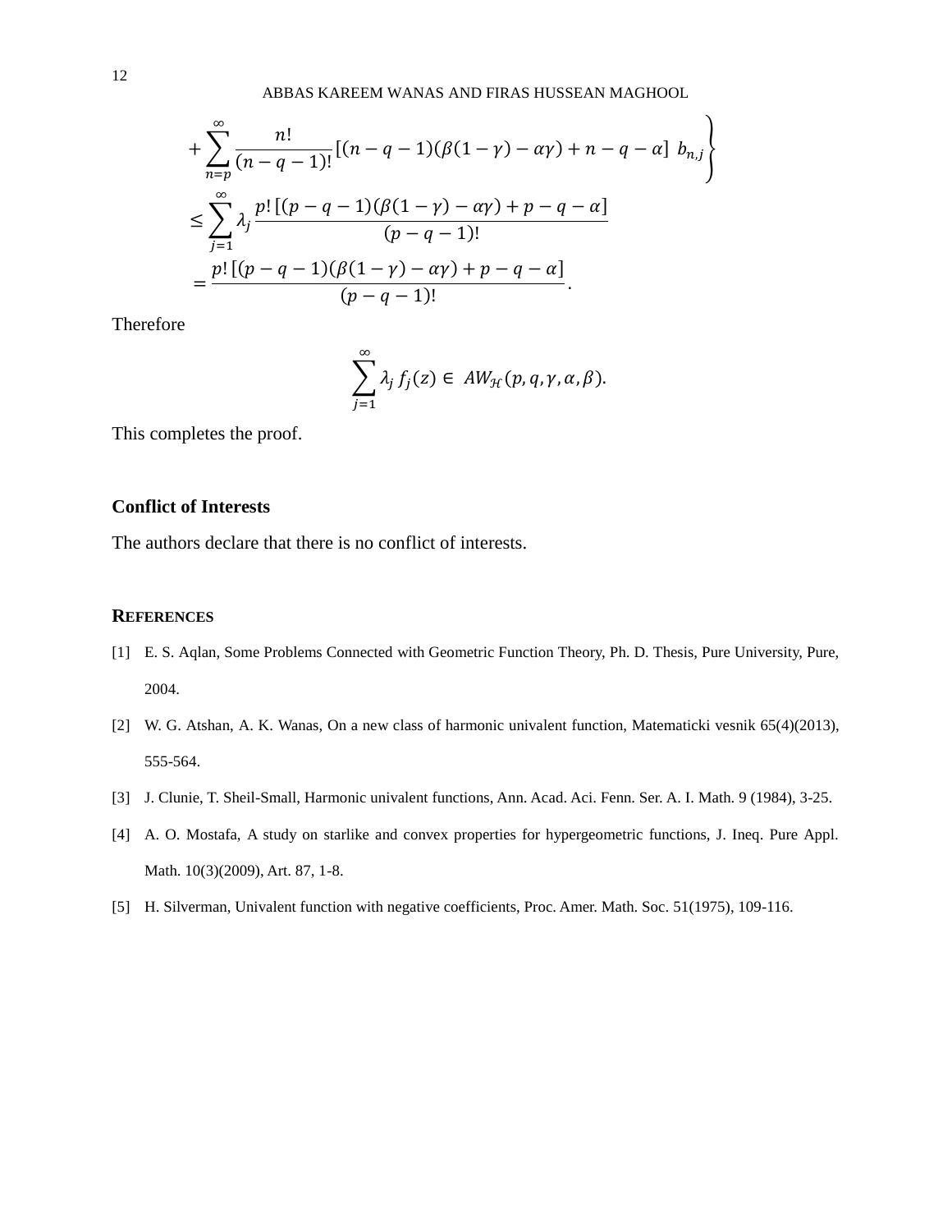$$+\sum_{n=p}^{\infty}\frac{n!}{(n-q-1)!}\left[(n-q-1)(\beta(1-\gamma)-\alpha\gamma)+n-q-\alpha\right]\ b_{n,j}\Bigg\}$$

$$\leq \sum_{j=1}^{\infty}\lambda_j\frac{p!\left[(p-q-1)(\beta(1-\gamma)-\alpha\gamma)+p-q-\alpha\right]}{(p-q-1)!}$$

$$=\frac{p!\left[(p-q-1)(\beta(1-\gamma)-\alpha\gamma)+p-q-\alpha\right]}{(p-q-1)!}.$$

Therefore

$$\sum_{j=1}^{\infty}\lambda_j f_j(z)\in AW_{\mathcal{H}}(p,q,\gamma,\alpha,\beta).$$

This completes the proof.

## Conflict of Interests

The authors declare that there is no conflict of interests.

## References

[1] E. S. Aqlan, Some Problems Connected with Geometric Function Theory, Ph. D. Thesis, Pure University, Pure, 2004.

[2] W. G. Atshan, A. K. Wanas, On a new class of harmonic univalent function, Matematicki vesnik 65(4)(2013), 555-564.

[3] J. Clunie, T. Sheil-Small, Harmonic univalent functions, Ann. Acad. Aci. Fenn. Ser. A. I. Math. 9 (1984), 3-25.

[4] A. O. Mostafa, A study on starlike and convex properties for hypergeometric functions, J. Ineq. Pure Appl. Math. 10(3)(2009), Art. 87, 1-8.

[5] H. Silverman, Univalent function with negative coefficients, Proc. Amer. Math. Soc. 51(1975), 109-116.